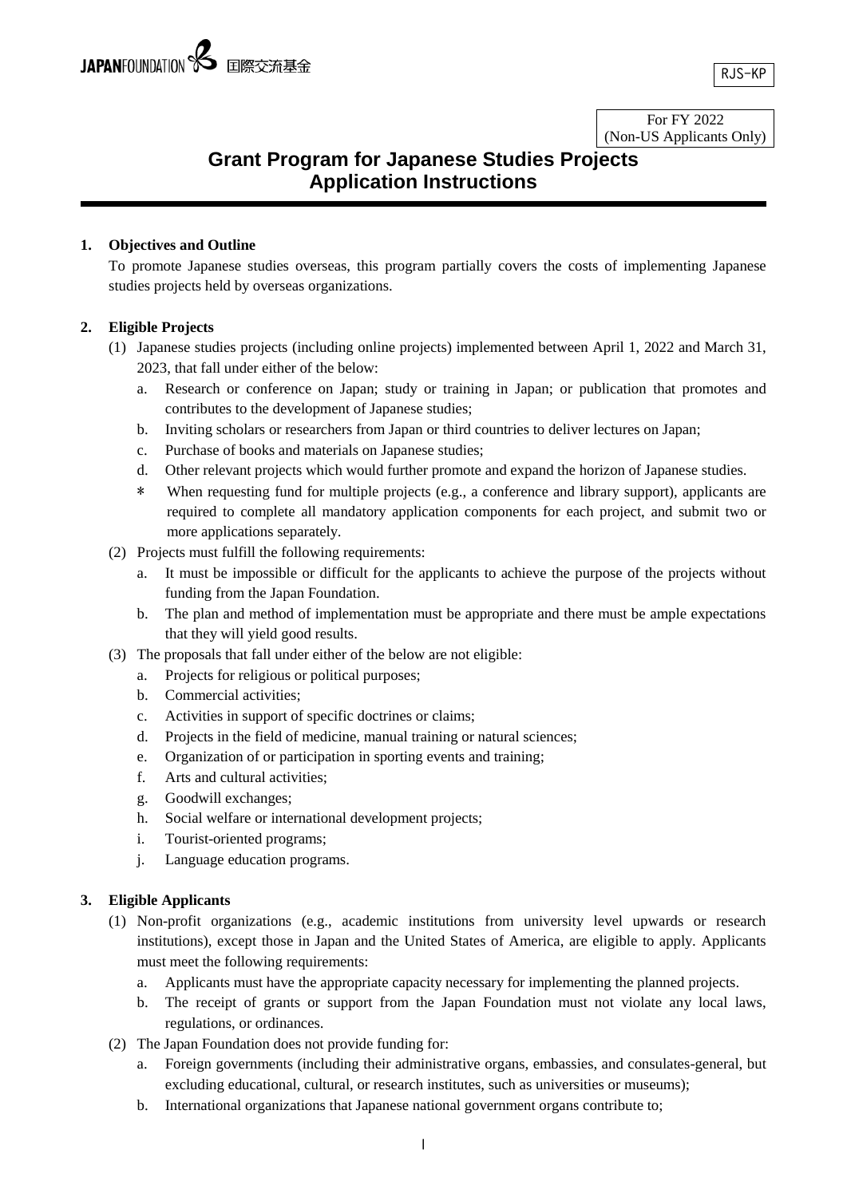JAPANFOUNDATION 国際交流基金

RJS-KP

For FY 2022
(Non-US Applicants Only)

# Grant Program for Japanese Studies Projects
# Application Instructions

**1. Objectives and Outline**

To promote Japanese studies overseas, this program partially covers the costs of implementing Japanese studies projects held by overseas organizations.

**2. Eligible Projects**

(1) Japanese studies projects (including online projects) implemented between April 1, 2022 and March 31, 2023, that fall under either of the below:

  a. Research or conference on Japan; study or training in Japan; or publication that promotes and contributes to the development of Japanese studies;
  b. Inviting scholars or researchers from Japan or third countries to deliver lectures on Japan;
  c. Purchase of books and materials on Japanese studies;
  d. Other relevant projects which would further promote and expand the horizon of Japanese studies.

  * When requesting fund for multiple projects (e.g., a conference and library support), applicants are required to complete all mandatory application components for each project, and submit two or more applications separately.

(2) Projects must fulfill the following requirements:

  a. It must be impossible or difficult for the applicants to achieve the purpose of the projects without funding from the Japan Foundation.
  b. The plan and method of implementation must be appropriate and there must be ample expectations that they will yield good results.

(3) The proposals that fall under either of the below are not eligible:

  a. Projects for religious or political purposes;
  b. Commercial activities;
  c. Activities in support of specific doctrines or claims;
  d. Projects in the field of medicine, manual training or natural sciences;
  e. Organization of or participation in sporting events and training;
  f. Arts and cultural activities;
  g. Goodwill exchanges;
  h. Social welfare or international development projects;
  i. Tourist-oriented programs;
  j. Language education programs.

**3. Eligible Applicants**

(1) Non-profit organizations (e.g., academic institutions from university level upwards or research institutions), except those in Japan and the United States of America, are eligible to apply. Applicants must meet the following requirements:

  a. Applicants must have the appropriate capacity necessary for implementing the planned projects.
  b. The receipt of grants or support from the Japan Foundation must not violate any local laws, regulations, or ordinances.

(2) The Japan Foundation does not provide funding for:

  a. Foreign governments (including their administrative organs, embassies, and consulates-general, but excluding educational, cultural, or research institutes, such as universities or museums);
  b. International organizations that Japanese national government organs contribute to;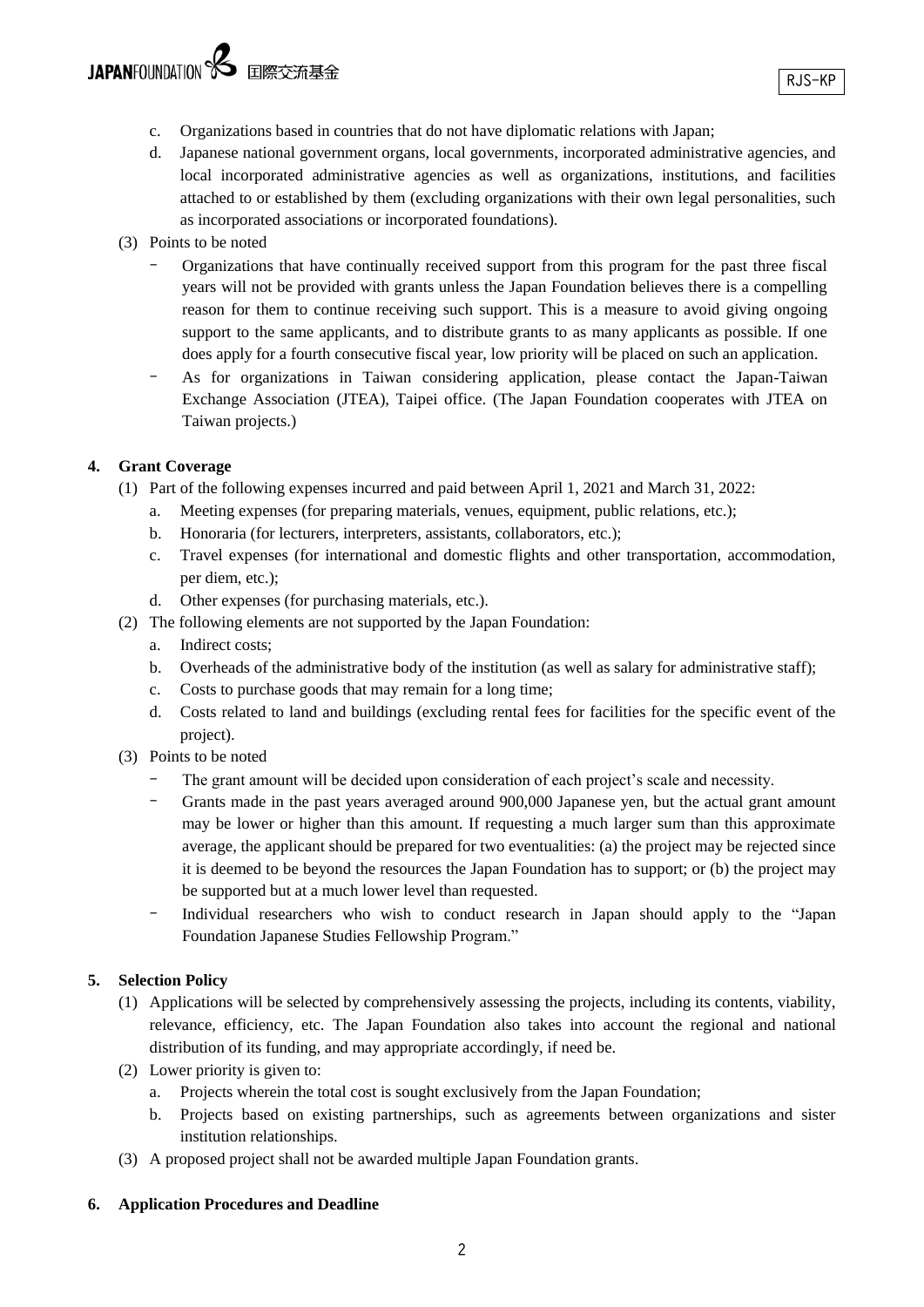c. Organizations based in countries that do not have diplomatic relations with Japan;
d. Japanese national government organs, local governments, incorporated administrative agencies, and local incorporated administrative agencies as well as organizations, institutions, and facilities attached to or established by them (excluding organizations with their own legal personalities, such as incorporated associations or incorporated foundations).

(3) Points to be noted

- Organizations that have continually received support from this program for the past three fiscal years will not be provided with grants unless the Japan Foundation believes there is a compelling reason for them to continue receiving such support. This is a measure to avoid giving ongoing support to the same applicants, and to distribute grants to as many applicants as possible. If one does apply for a fourth consecutive fiscal year, low priority will be placed on such an application.
- As for organizations in Taiwan considering application, please contact the Japan-Taiwan Exchange Association (JTEA), Taipei office. (The Japan Foundation cooperates with JTEA on Taiwan projects.)

**4. Grant Coverage**

(1) Part of the following expenses incurred and paid between April 1, 2021 and March 31, 2022:

a. Meeting expenses (for preparing materials, venues, equipment, public relations, etc.);
b. Honoraria (for lecturers, interpreters, assistants, collaborators, etc.);
c. Travel expenses (for international and domestic flights and other transportation, accommodation, per diem, etc.);
d. Other expenses (for purchasing materials, etc.).

(2) The following elements are not supported by the Japan Foundation:

a. Indirect costs;
b. Overheads of the administrative body of the institution (as well as salary for administrative staff);
c. Costs to purchase goods that may remain for a long time;
d. Costs related to land and buildings (excluding rental fees for facilities for the specific event of the project).

(3) Points to be noted

- The grant amount will be decided upon consideration of each project's scale and necessity.
- Grants made in the past years averaged around 900,000 Japanese yen, but the actual grant amount may be lower or higher than this amount. If requesting a much larger sum than this approximate average, the applicant should be prepared for two eventualities: (a) the project may be rejected since it is deemed to be beyond the resources the Japan Foundation has to support; or (b) the project may be supported but at a much lower level than requested.
- Individual researchers who wish to conduct research in Japan should apply to the "Japan Foundation Japanese Studies Fellowship Program."

**5. Selection Policy**

(1) Applications will be selected by comprehensively assessing the projects, including its contents, viability, relevance, efficiency, etc. The Japan Foundation also takes into account the regional and national distribution of its funding, and may appropriate accordingly, if need be.

(2) Lower priority is given to:

a. Projects wherein the total cost is sought exclusively from the Japan Foundation;
b. Projects based on existing partnerships, such as agreements between organizations and sister institution relationships.

(3) A proposed project shall not be awarded multiple Japan Foundation grants.

**6. Application Procedures and Deadline**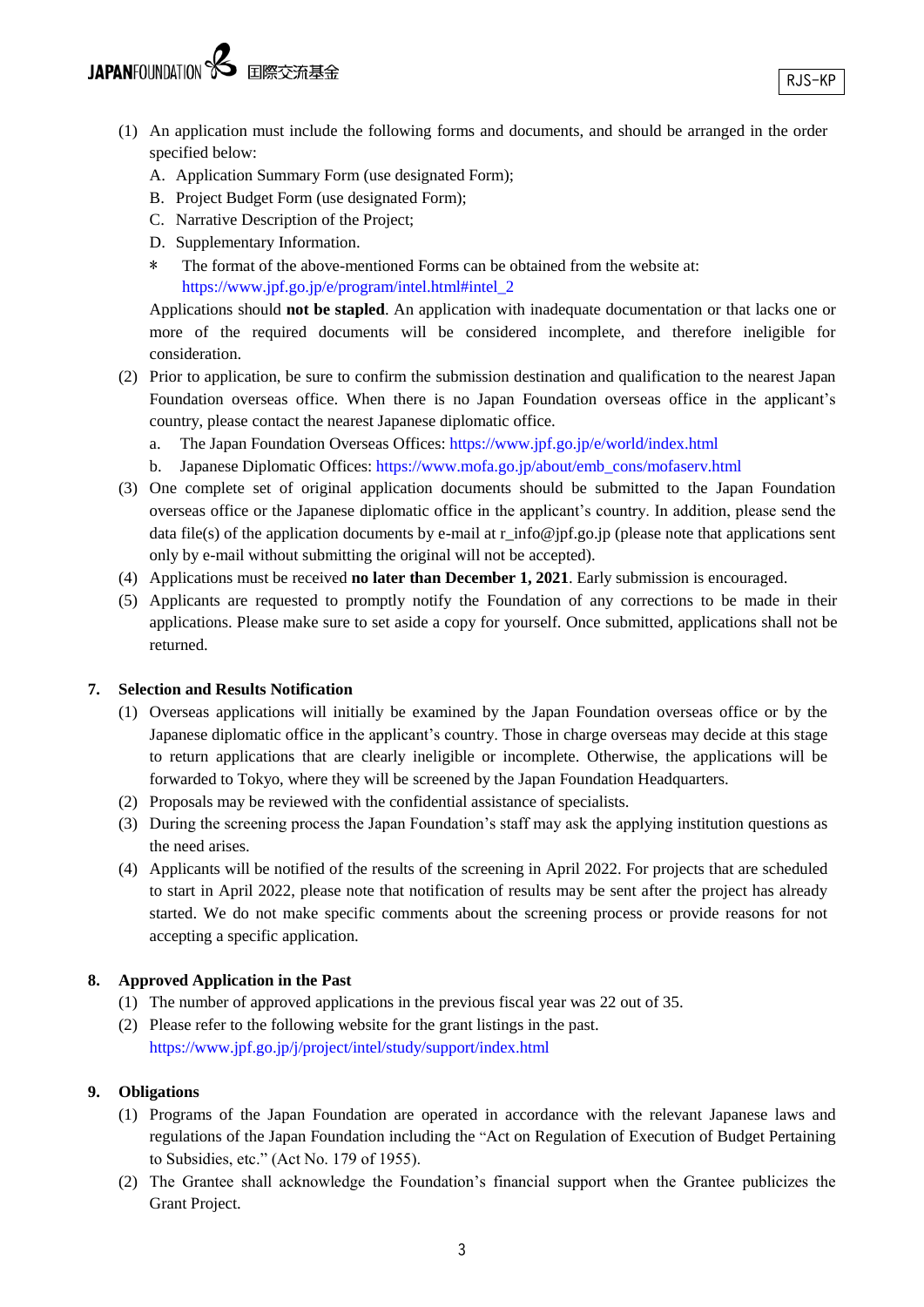(1) An application must include the following forms and documents, and should be arranged in the order specified below:

   A. Application Summary Form (use designated Form);
   B. Project Budget Form (use designated Form);
   C. Narrative Description of the Project;
   D. Supplementary Information.

   * The format of the above-mentioned Forms can be obtained from the website at: https://www.jpf.go.jp/e/program/intel.html#intel_2

   Applications should **not be stapled**. An application with inadequate documentation or that lacks one or more of the required documents will be considered incomplete, and therefore ineligible for consideration.

(2) Prior to application, be sure to confirm the submission destination and qualification to the nearest Japan Foundation overseas office. When there is no Japan Foundation overseas office in the applicant's country, please contact the nearest Japanese diplomatic office.

   a. The Japan Foundation Overseas Offices: https://www.jpf.go.jp/e/world/index.html
   b. Japanese Diplomatic Offices: https://www.mofa.go.jp/about/emb_cons/mofaserv.html

(3) One complete set of original application documents should be submitted to the Japan Foundation overseas office or the Japanese diplomatic office in the applicant's country. In addition, please send the data file(s) of the application documents by e-mail at r_info@jpf.go.jp (please note that applications sent only by e-mail without submitting the original will not be accepted).

(4) Applications must be received **no later than December 1, 2021**. Early submission is encouraged.

(5) Applicants are requested to promptly notify the Foundation of any corrections to be made in their applications. Please make sure to set aside a copy for yourself. Once submitted, applications shall not be returned.

## 7. Selection and Results Notification

(1) Overseas applications will initially be examined by the Japan Foundation overseas office or by the Japanese diplomatic office in the applicant's country. Those in charge overseas may decide at this stage to return applications that are clearly ineligible or incomplete. Otherwise, the applications will be forwarded to Tokyo, where they will be screened by the Japan Foundation Headquarters.

(2) Proposals may be reviewed with the confidential assistance of specialists.

(3) During the screening process the Japan Foundation's staff may ask the applying institution questions as the need arises.

(4) Applicants will be notified of the results of the screening in April 2022. For projects that are scheduled to start in April 2022, please note that notification of results may be sent after the project has already started. We do not make specific comments about the screening process or provide reasons for not accepting a specific application.

## 8. Approved Application in the Past

(1) The number of approved applications in the previous fiscal year was 22 out of 35.

(2) Please refer to the following website for the grant listings in the past.
   https://www.jpf.go.jp/j/project/intel/study/support/index.html

## 9. Obligations

(1) Programs of the Japan Foundation are operated in accordance with the relevant Japanese laws and regulations of the Japan Foundation including the "Act on Regulation of Execution of Budget Pertaining to Subsidies, etc." (Act No. 179 of 1955).

(2) The Grantee shall acknowledge the Foundation's financial support when the Grantee publicizes the Grant Project.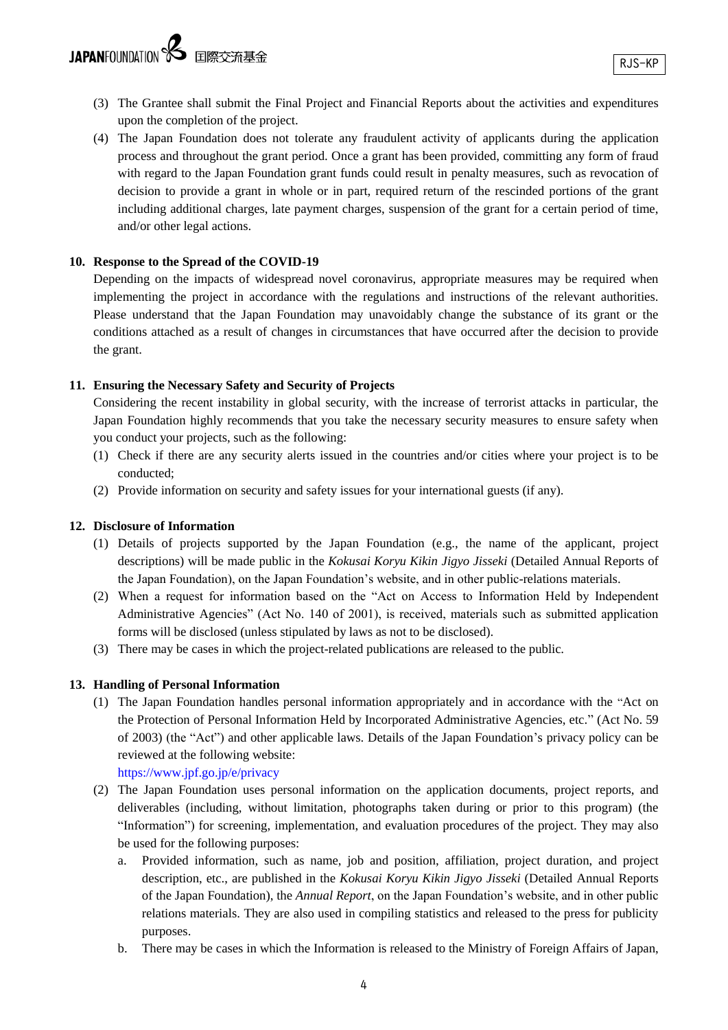(3) The Grantee shall submit the Final Project and Financial Reports about the activities and expenditures upon the completion of the project.

(4) The Japan Foundation does not tolerate any fraudulent activity of applicants during the application process and throughout the grant period. Once a grant has been provided, committing any form of fraud with regard to the Japan Foundation grant funds could result in penalty measures, such as revocation of decision to provide a grant in whole or in part, required return of the rescinded portions of the grant including additional charges, late payment charges, suspension of the grant for a certain period of time, and/or other legal actions.

## 10. Response to the Spread of the COVID-19

Depending on the impacts of widespread novel coronavirus, appropriate measures may be required when implementing the project in accordance with the regulations and instructions of the relevant authorities. Please understand that the Japan Foundation may unavoidably change the substance of its grant or the conditions attached as a result of changes in circumstances that have occurred after the decision to provide the grant.

## 11. Ensuring the Necessary Safety and Security of Projects

Considering the recent instability in global security, with the increase of terrorist attacks in particular, the Japan Foundation highly recommends that you take the necessary security measures to ensure safety when you conduct your projects, such as the following:

(1) Check if there are any security alerts issued in the countries and/or cities where your project is to be conducted;

(2) Provide information on security and safety issues for your international guests (if any).

## 12. Disclosure of Information

(1) Details of projects supported by the Japan Foundation (e.g., the name of the applicant, project descriptions) will be made public in the *Kokusai Koryu Kikin Jigyo Jisseki* (Detailed Annual Reports of the Japan Foundation), on the Japan Foundation's website, and in other public-relations materials.

(2) When a request for information based on the "Act on Access to Information Held by Independent Administrative Agencies" (Act No. 140 of 2001), is received, materials such as submitted application forms will be disclosed (unless stipulated by laws as not to be disclosed).

(3) There may be cases in which the project-related publications are released to the public.

## 13. Handling of Personal Information

(1) The Japan Foundation handles personal information appropriately and in accordance with the "Act on the Protection of Personal Information Held by Incorporated Administrative Agencies, etc." (Act No. 59 of 2003) (the "Act") and other applicable laws. Details of the Japan Foundation's privacy policy can be reviewed at the following website:
https://www.jpf.go.jp/e/privacy

(2) The Japan Foundation uses personal information on the application documents, project reports, and deliverables (including, without limitation, photographs taken during or prior to this program) (the "Information") for screening, implementation, and evaluation procedures of the project. They may also be used for the following purposes:

a. Provided information, such as name, job and position, affiliation, project duration, and project description, etc., are published in the *Kokusai Koryu Kikin Jigyo Jisseki* (Detailed Annual Reports of the Japan Foundation), the *Annual Report*, on the Japan Foundation's website, and in other public relations materials. They are also used in compiling statistics and released to the press for publicity purposes.

b. There may be cases in which the Information is released to the Ministry of Foreign Affairs of Japan,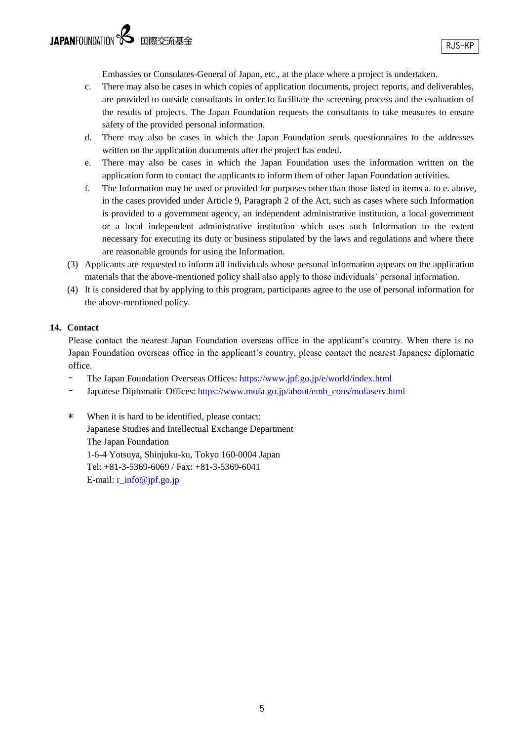Embassies or Consulates-General of Japan, etc., at the place where a project is undertaken.

c. There may also be cases in which copies of application documents, project reports, and deliverables, are provided to outside consultants in order to facilitate the screening process and the evaluation of the results of projects. The Japan Foundation requests the consultants to take measures to ensure safety of the provided personal information.

d. There may also be cases in which the Japan Foundation sends questionnaires to the addresses written on the application documents after the project has ended.

e. There may also be cases in which the Japan Foundation uses the information written on the application form to contact the applicants to inform them of other Japan Foundation activities.

f. The Information may be used or provided for purposes other than those listed in items a. to e. above, in the cases provided under Article 9, Paragraph 2 of the Act, such as cases where such Information is provided to a government agency, an independent administrative institution, a local government or a local independent administrative institution which uses such Information to the extent necessary for executing its duty or business stipulated by the laws and regulations and where there are reasonable grounds for using the Information.

(3) Applicants are requested to inform all individuals whose personal information appears on the application materials that the above-mentioned policy shall also apply to those individuals' personal information.

(4) It is considered that by applying to this program, participants agree to the use of personal information for the above-mentioned policy.

## 14. Contact

Please contact the nearest Japan Foundation overseas office in the applicant's country. When there is no Japan Foundation overseas office in the applicant's country, please contact the nearest Japanese diplomatic office.

- The Japan Foundation Overseas Offices: https://www.jpf.go.jp/e/world/index.html
- Japanese Diplomatic Offices: https://www.mofa.go.jp/about/emb_cons/mofaserv.html

\* When it is hard to be identified, please contact:
Japanese Studies and Intellectual Exchange Department
The Japan Foundation
1-6-4 Yotsuya, Shinjuku-ku, Tokyo 160-0004 Japan
Tel: +81-3-5369-6069 / Fax: +81-3-5369-6041
E-mail: r_info@jpf.go.jp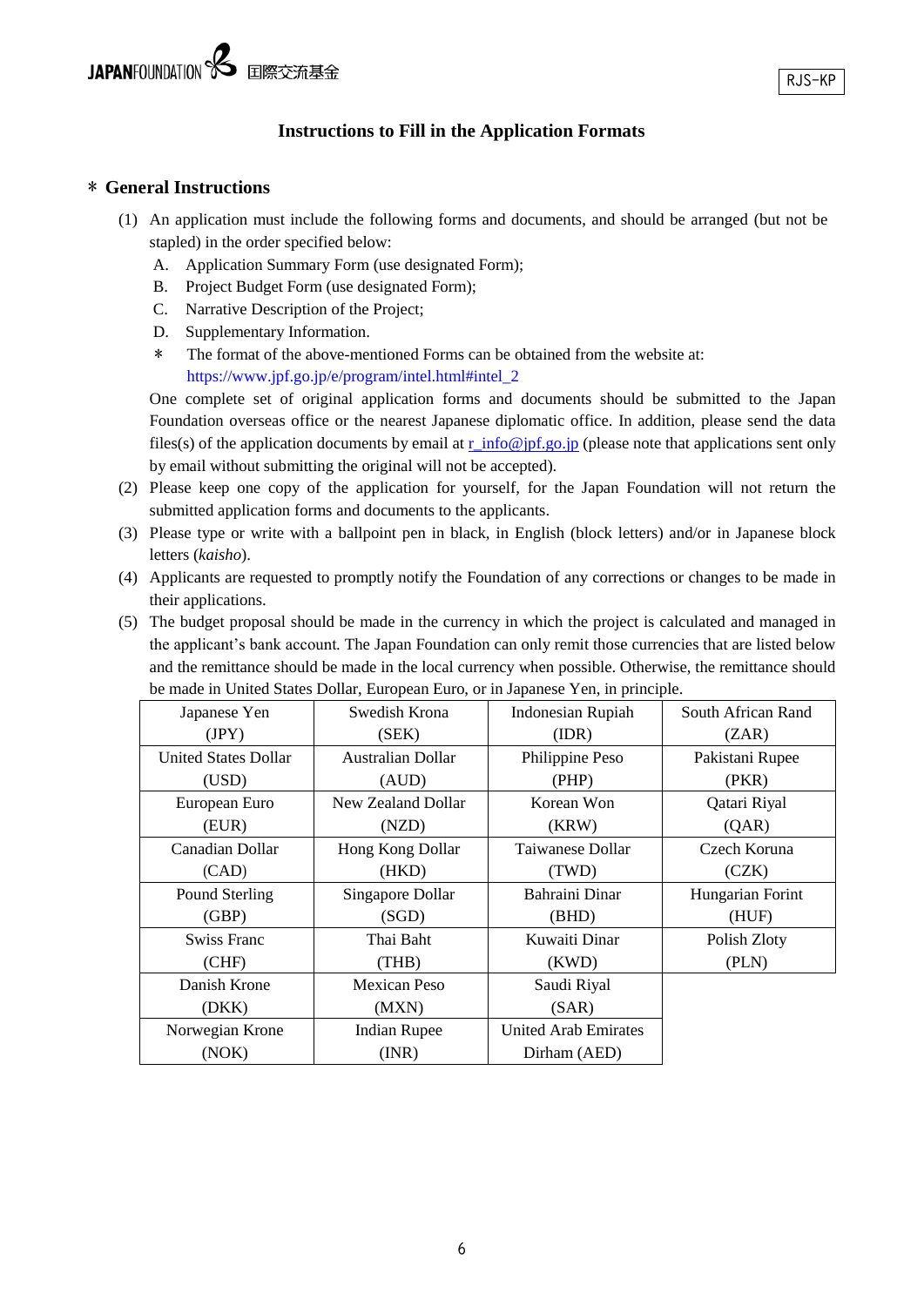RJS-KP

# Instructions to Fill in the Application Formats

## ＊ General Instructions

(1) An application must include the following forms and documents, and should be arranged (but not be stapled) in the order specified below:

A. Application Summary Form (use designated Form);

B. Project Budget Form (use designated Form);

C. Narrative Description of the Project;

D. Supplementary Information.

＊ The format of the above-mentioned Forms can be obtained from the website at: https://www.jpf.go.jp/e/program/intel.html#intel_2

One complete set of original application forms and documents should be submitted to the Japan Foundation overseas office or the nearest Japanese diplomatic office. In addition, please send the data files(s) of the application documents by email at r_info@jpf.go.jp (please note that applications sent only by email without submitting the original will not be accepted).

(2) Please keep one copy of the application for yourself, for the Japan Foundation will not return the submitted application forms and documents to the applicants.

(3) Please type or write with a ballpoint pen in black, in English (block letters) and/or in Japanese block letters (*kaisho*).

(4) Applicants are requested to promptly notify the Foundation of any corrections or changes to be made in their applications.

(5) The budget proposal should be made in the currency in which the project is calculated and managed in the applicant's bank account. The Japan Foundation can only remit those currencies that are listed below and the remittance should be made in the local currency when possible. Otherwise, the remittance should be made in United States Dollar, European Euro, or in Japanese Yen, in principle.

| | | | |
|---|---|---|---|
| Japanese Yen (JPY) | Swedish Krona (SEK) | Indonesian Rupiah (IDR) | South African Rand (ZAR) |
| United States Dollar (USD) | Australian Dollar (AUD) | Philippine Peso (PHP) | Pakistani Rupee (PKR) |
| European Euro (EUR) | New Zealand Dollar (NZD) | Korean Won (KRW) | Qatari Riyal (QAR) |
| Canadian Dollar (CAD) | Hong Kong Dollar (HKD) | Taiwanese Dollar (TWD) | Czech Koruna (CZK) |
| Pound Sterling (GBP) | Singapore Dollar (SGD) | Bahraini Dinar (BHD) | Hungarian Forint (HUF) |
| Swiss Franc (CHF) | Thai Baht (THB) | Kuwaiti Dinar (KWD) | Polish Zloty (PLN) |
| Danish Krone (DKK) | Mexican Peso (MXN) | Saudi Riyal (SAR) | |
| Norwegian Krone (NOK) | Indian Rupee (INR) | United Arab Emirates Dirham (AED) | |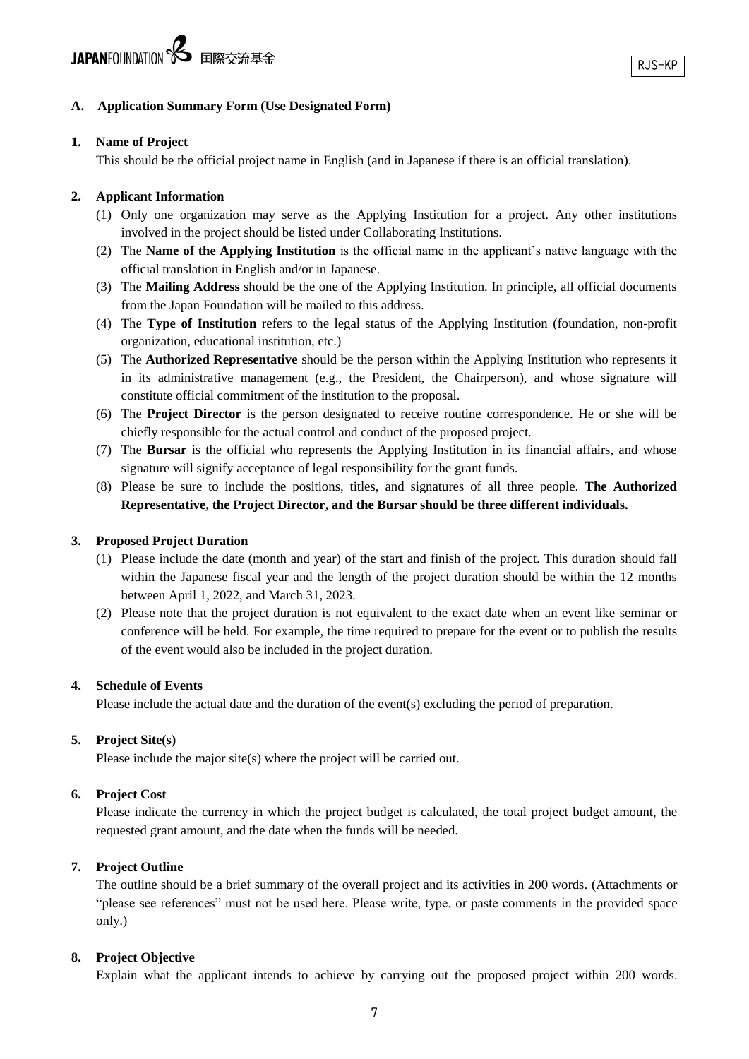## A. Application Summary Form (Use Designated Form)

### 1. Name of Project

This should be the official project name in English (and in Japanese if there is an official translation).

### 2. Applicant Information

(1) Only one organization may serve as the Applying Institution for a project. Any other institutions involved in the project should be listed under Collaborating Institutions.

(2) The **Name of the Applying Institution** is the official name in the applicant's native language with the official translation in English and/or in Japanese.

(3) The **Mailing Address** should be the one of the Applying Institution. In principle, all official documents from the Japan Foundation will be mailed to this address.

(4) The **Type of Institution** refers to the legal status of the Applying Institution (foundation, non-profit organization, educational institution, etc.)

(5) The **Authorized Representative** should be the person within the Applying Institution who represents it in its administrative management (e.g., the President, the Chairperson), and whose signature will constitute official commitment of the institution to the proposal.

(6) The **Project Director** is the person designated to receive routine correspondence. He or she will be chiefly responsible for the actual control and conduct of the proposed project.

(7) The **Bursar** is the official who represents the Applying Institution in its financial affairs, and whose signature will signify acceptance of legal responsibility for the grant funds.

(8) Please be sure to include the positions, titles, and signatures of all three people. **The Authorized Representative, the Project Director, and the Bursar should be three different individuals.**

### 3. Proposed Project Duration

(1) Please include the date (month and year) of the start and finish of the project. This duration should fall within the Japanese fiscal year and the length of the project duration should be within the 12 months between April 1, 2022, and March 31, 2023.

(2) Please note that the project duration is not equivalent to the exact date when an event like seminar or conference will be held. For example, the time required to prepare for the event or to publish the results of the event would also be included in the project duration.

### 4. Schedule of Events

Please include the actual date and the duration of the event(s) excluding the period of preparation.

### 5. Project Site(s)

Please include the major site(s) where the project will be carried out.

### 6. Project Cost

Please indicate the currency in which the project budget is calculated, the total project budget amount, the requested grant amount, and the date when the funds will be needed.

### 7. Project Outline

The outline should be a brief summary of the overall project and its activities in 200 words. (Attachments or "please see references" must not be used here. Please write, type, or paste comments in the provided space only.)

### 8. Project Objective

Explain what the applicant intends to achieve by carrying out the proposed project within 200 words.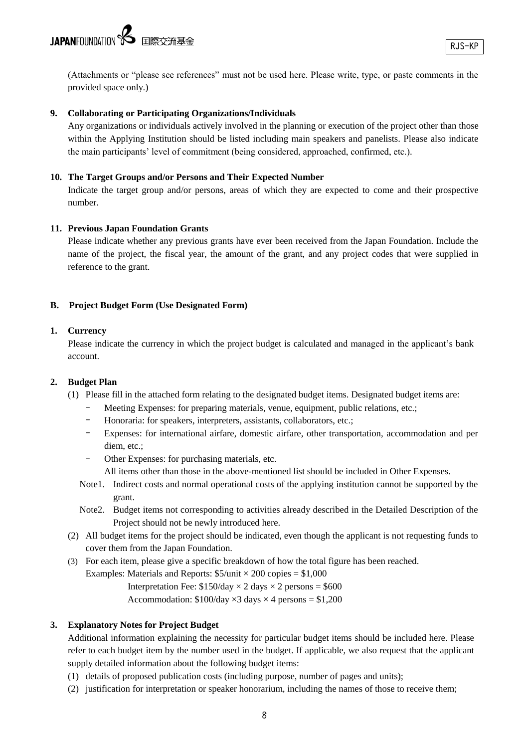(Attachments or "please see references" must not be used here. Please write, type, or paste comments in the provided space only.)

**9. Collaborating or Participating Organizations/Individuals**

Any organizations or individuals actively involved in the planning or execution of the project other than those within the Applying Institution should be listed including main speakers and panelists. Please also indicate the main participants' level of commitment (being considered, approached, confirmed, etc.).

**10. The Target Groups and/or Persons and Their Expected Number**

Indicate the target group and/or persons, areas of which they are expected to come and their prospective number.

**11. Previous Japan Foundation Grants**

Please indicate whether any previous grants have ever been received from the Japan Foundation. Include the name of the project, the fiscal year, the amount of the grant, and any project codes that were supplied in reference to the grant.

## B. Project Budget Form (Use Designated Form)

**1. Currency**

Please indicate the currency in which the project budget is calculated and managed in the applicant's bank account.

**2. Budget Plan**

(1) Please fill in the attached form relating to the designated budget items. Designated budget items are:

- Meeting Expenses: for preparing materials, venue, equipment, public relations, etc.;
- Honoraria: for speakers, interpreters, assistants, collaborators, etc.;
- Expenses: for international airfare, domestic airfare, other transportation, accommodation and per diem, etc.;
- Other Expenses: for purchasing materials, etc.

  All items other than those in the above-mentioned list should be included in Other Expenses.

Note1. Indirect costs and normal operational costs of the applying institution cannot be supported by the grant.

Note2. Budget items not corresponding to activities already described in the Detailed Description of the Project should not be newly introduced here.

(2) All budget items for the project should be indicated, even though the applicant is not requesting funds to cover them from the Japan Foundation.

(3) For each item, please give a specific breakdown of how the total figure has been reached.

Examples: Materials and Reports: $5/unit × 200 copies = $1,000

Interpretation Fee: $150/day × 2 days × 2 persons = $600

Accommodation: $100/day ×3 days × 4 persons = $1,200

**3. Explanatory Notes for Project Budget**

Additional information explaining the necessity for particular budget items should be included here. Please refer to each budget item by the number used in the budget. If applicable, we also request that the applicant supply detailed information about the following budget items:

(1) details of proposed publication costs (including purpose, number of pages and units);

(2) justification for interpretation or speaker honorarium, including the names of those to receive them;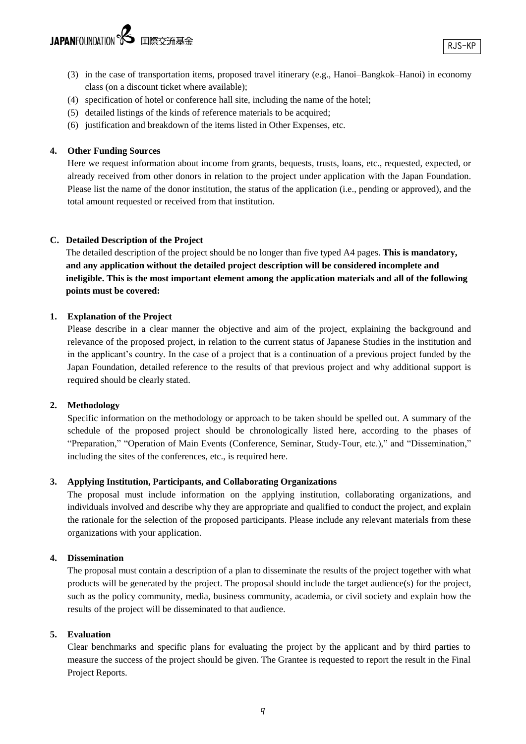(3) in the case of transportation items, proposed travel itinerary (e.g., Hanoi–Bangkok–Hanoi) in economy class (on a discount ticket where available);

(4) specification of hotel or conference hall site, including the name of the hotel;

(5) detailed listings of the kinds of reference materials to be acquired;

(6) justification and breakdown of the items listed in Other Expenses, etc.

**4. Other Funding Sources**

Here we request information about income from grants, bequests, trusts, loans, etc., requested, expected, or already received from other donors in relation to the project under application with the Japan Foundation. Please list the name of the donor institution, the status of the application (i.e., pending or approved), and the total amount requested or received from that institution.

## C. Detailed Description of the Project

The detailed description of the project should be no longer than five typed A4 pages. **This is mandatory, and any application without the detailed project description will be considered incomplete and ineligible. This is the most important element among the application materials and all of the following points must be covered:**

**1. Explanation of the Project**

Please describe in a clear manner the objective and aim of the project, explaining the background and relevance of the proposed project, in relation to the current status of Japanese Studies in the institution and in the applicant's country. In the case of a project that is a continuation of a previous project funded by the Japan Foundation, detailed reference to the results of that previous project and why additional support is required should be clearly stated.

**2. Methodology**

Specific information on the methodology or approach to be taken should be spelled out. A summary of the schedule of the proposed project should be chronologically listed here, according to the phases of "Preparation," "Operation of Main Events (Conference, Seminar, Study-Tour, etc.)," and "Dissemination," including the sites of the conferences, etc., is required here.

**3. Applying Institution, Participants, and Collaborating Organizations**

The proposal must include information on the applying institution, collaborating organizations, and individuals involved and describe why they are appropriate and qualified to conduct the project, and explain the rationale for the selection of the proposed participants. Please include any relevant materials from these organizations with your application.

**4. Dissemination**

The proposal must contain a description of a plan to disseminate the results of the project together with what products will be generated by the project. The proposal should include the target audience(s) for the project, such as the policy community, media, business community, academia, or civil society and explain how the results of the project will be disseminated to that audience.

**5. Evaluation**

Clear benchmarks and specific plans for evaluating the project by the applicant and by third parties to measure the success of the project should be given. The Grantee is requested to report the result in the Final Project Reports.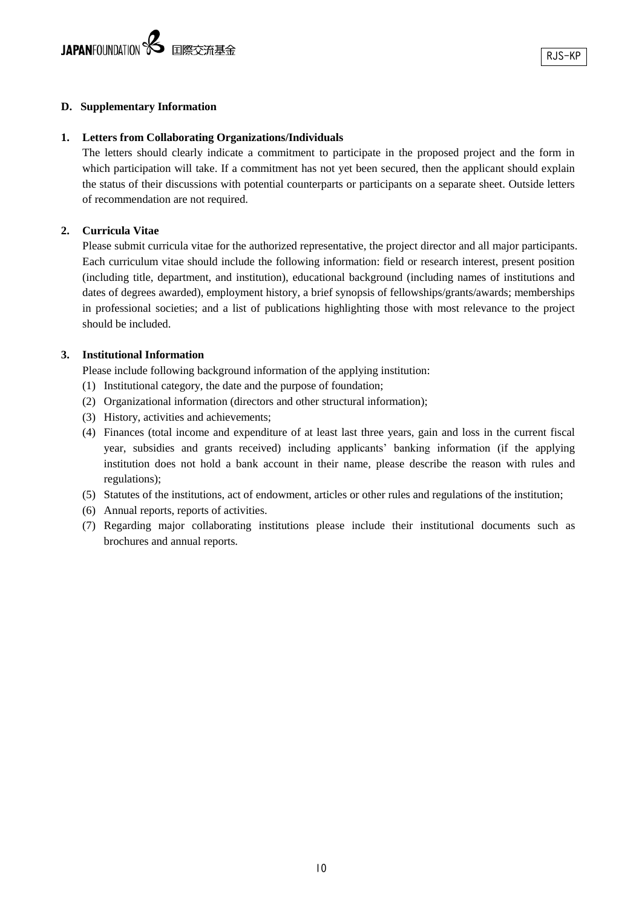## D. Supplementary Information

### 1. Letters from Collaborating Organizations/Individuals

The letters should clearly indicate a commitment to participate in the proposed project and the form in which participation will take. If a commitment has not yet been secured, then the applicant should explain the status of their discussions with potential counterparts or participants on a separate sheet. Outside letters of recommendation are not required.

### 2. Curricula Vitae

Please submit curricula vitae for the authorized representative, the project director and all major participants. Each curriculum vitae should include the following information: field or research interest, present position (including title, department, and institution), educational background (including names of institutions and dates of degrees awarded), employment history, a brief synopsis of fellowships/grants/awards; memberships in professional societies; and a list of publications highlighting those with most relevance to the project should be included.

### 3. Institutional Information

Please include following background information of the applying institution:

(1) Institutional category, the date and the purpose of foundation;
(2) Organizational information (directors and other structural information);
(3) History, activities and achievements;
(4) Finances (total income and expenditure of at least last three years, gain and loss in the current fiscal year, subsidies and grants received) including applicants' banking information (if the applying institution does not hold a bank account in their name, please describe the reason with rules and regulations);
(5) Statutes of the institutions, act of endowment, articles or other rules and regulations of the institution;
(6) Annual reports, reports of activities.
(7) Regarding major collaborating institutions please include their institutional documents such as brochures and annual reports.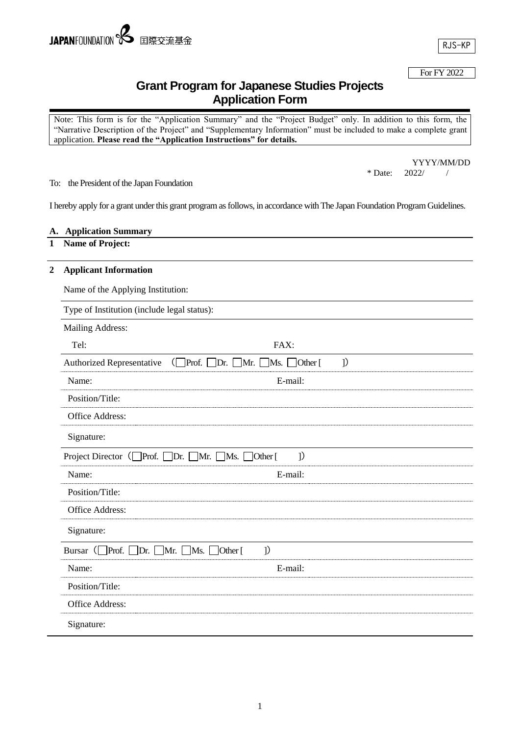JAPANFOUNDATION 国際交流基金

RJS-KP

For FY 2022

# Grant Program for Japanese Studies Projects Application Form

Note: This form is for the "Application Summary" and the "Project Budget" only. In addition to this form, the "Narrative Description of the Project" and "Supplementary Information" must be included to make a complete grant application. **Please read the "Application Instructions" for details.**

YYYY/MM/DD

\* Date: 2022/ /

To: the President of the Japan Foundation

I hereby apply for a grant under this grant program as follows, in accordance with The Japan Foundation Program Guidelines.

## A. Application Summary

**1 Name of Project:**

**2 Applicant Information**

Name of the Applying Institution:

Type of Institution (include legal status):

Mailing Address:

Tel: FAX:

Authorized Representative (☐Prof. ☐Dr. ☐Mr. ☐Ms. ☐Other [ ])

Name: E-mail:

Position/Title:

Office Address:

Signature:

Project Director (☐Prof. ☐Dr. ☐Mr. ☐Ms. ☐Other [ ])

Name: E-mail:

Position/Title:

Office Address:

Signature:

Bursar (☐Prof. ☐Dr. ☐Mr. ☐Ms. ☐Other [ ])

Name: E-mail:

Position/Title:

Office Address:

Signature: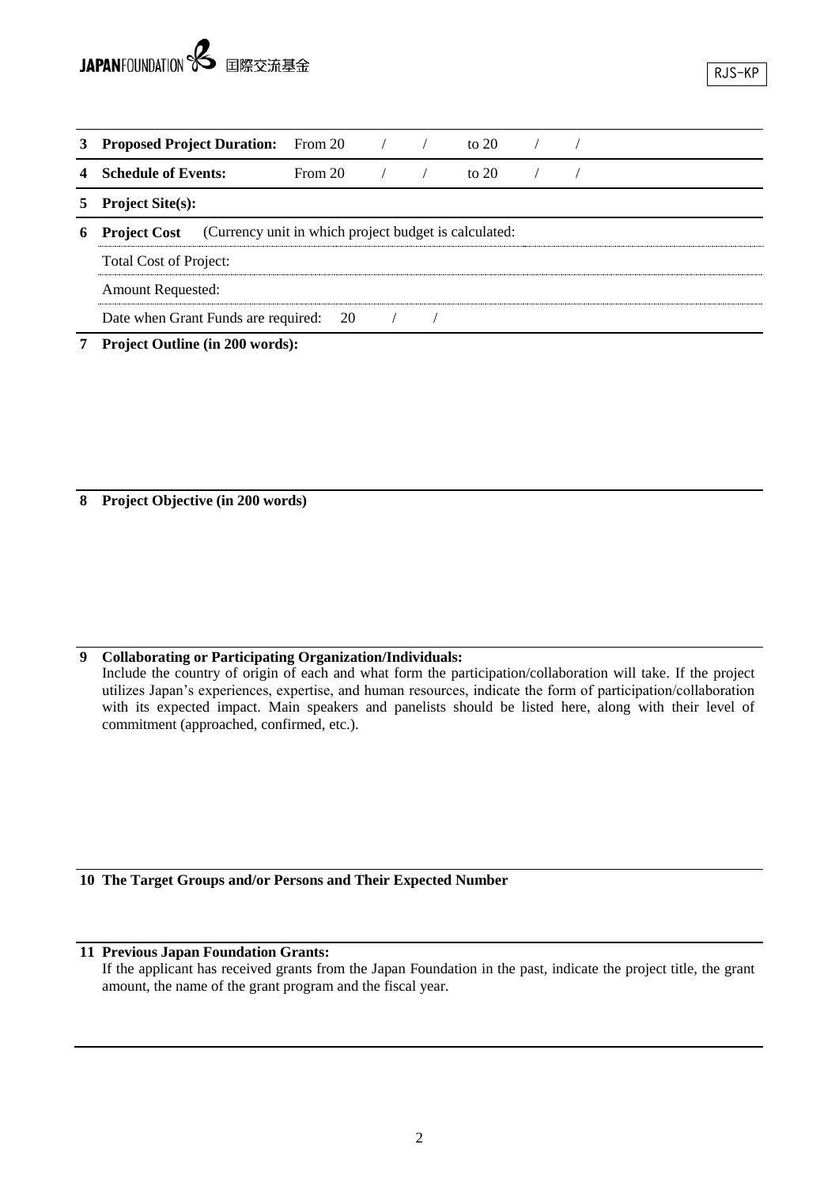RJS-KP

**3 Proposed Project Duration:** From 20 / / to 20 / /

**4 Schedule of Events:** From 20 / / to 20 / /

**5 Project Site(s):**

**6 Project Cost** (Currency unit in which project budget is calculated:

Total Cost of Project:

Amount Requested:

Date when Grant Funds are required: 20 / /

**7 Project Outline (in 200 words):**

**8 Project Objective (in 200 words)**

**9 Collaborating or Participating Organization/Individuals:**

Include the country of origin of each and what form the participation/collaboration will take. If the project utilizes Japan's experiences, expertise, and human resources, indicate the form of participation/collaboration with its expected impact. Main speakers and panelists should be listed here, along with their level of commitment (approached, confirmed, etc.).

**10 The Target Groups and/or Persons and Their Expected Number**

**11 Previous Japan Foundation Grants:**

If the applicant has received grants from the Japan Foundation in the past, indicate the project title, the grant amount, the name of the grant program and the fiscal year.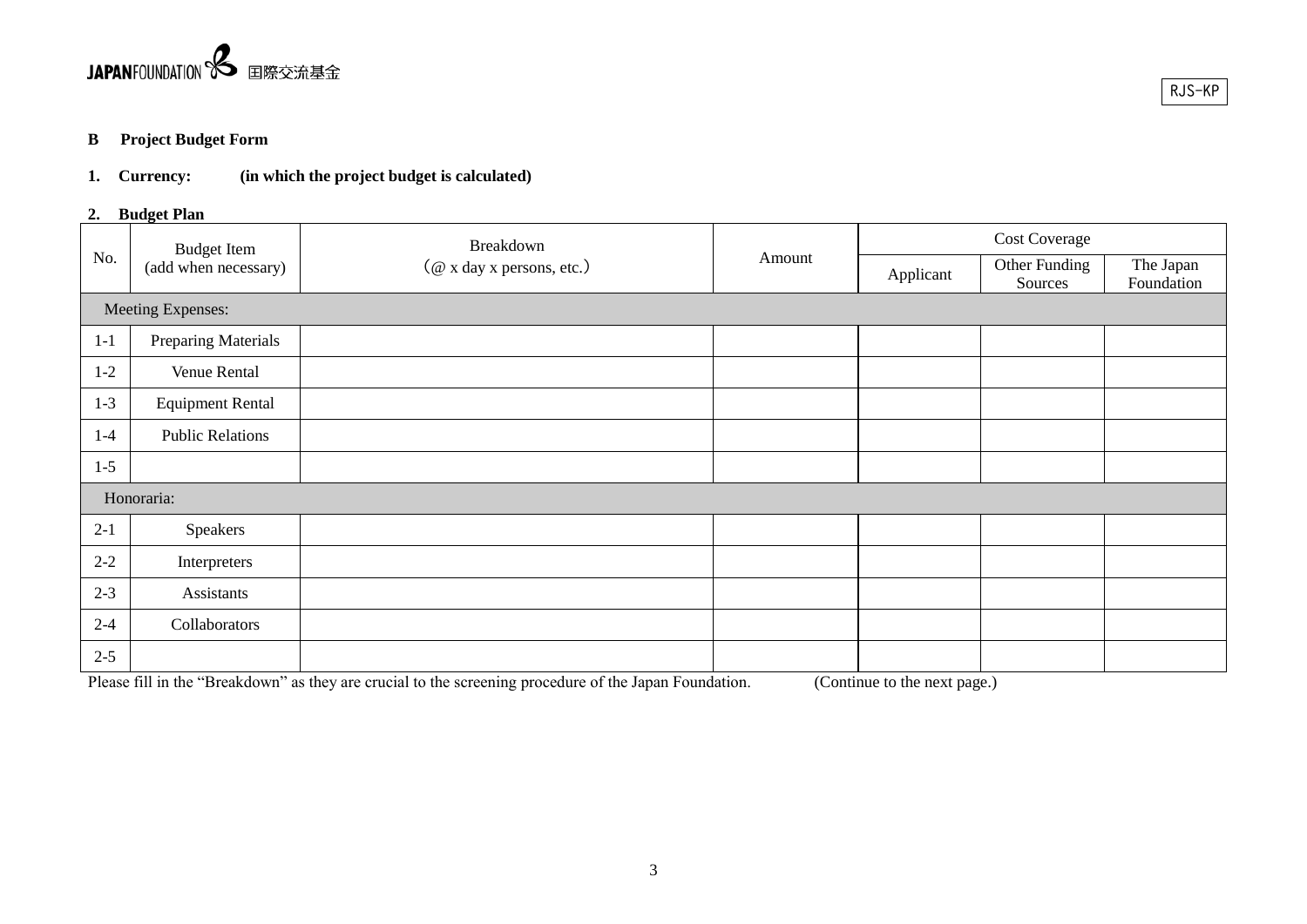RJS-KP

**B Project Budget Form**

**1. Currency: (in which the project budget is calculated)**

**2. Budget Plan**

| No. | Budget Item (add when necessary) | Breakdown (@ x day x persons, etc.) | Amount | Cost Coverage | | |
|---|---|---|---|---|---|---|
| | | | | Applicant | Other Funding Sources | The Japan Foundation |
| Meeting Expenses: | | | | | | |
| 1-1 | Preparing Materials | | | | | |
| 1-2 | Venue Rental | | | | | |
| 1-3 | Equipment Rental | | | | | |
| 1-4 | Public Relations | | | | | |
| 1-5 | | | | | | |
| Honoraria: | | | | | | |
| 2-1 | Speakers | | | | | |
| 2-2 | Interpreters | | | | | |
| 2-3 | Assistants | | | | | |
| 2-4 | Collaborators | | | | | |
| 2-5 | | | | | | |

Please fill in the "Breakdown" as they are crucial to the screening procedure of the Japan Foundation. (Continue to the next page.)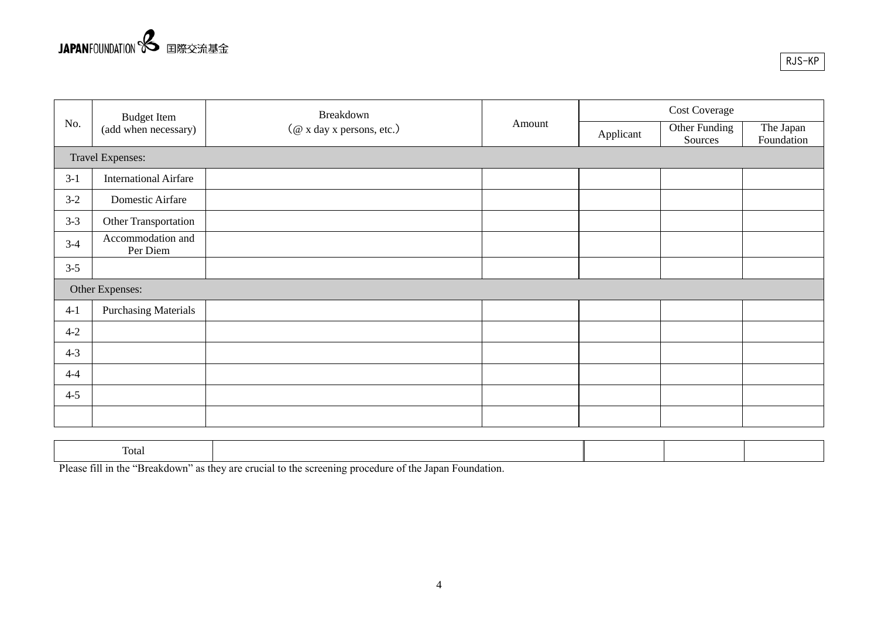RJS-KP

| No. | Budget Item (add when necessary) | Breakdown (@ x day x persons, etc.) | Amount | Cost Coverage | | |
|---|---|---|---|---|---|---|
| | | | | Applicant | Other Funding Sources | The Japan Foundation |
| Travel Expenses: | | | | | | |
| 3-1 | International Airfare | | | | | |
| 3-2 | Domestic Airfare | | | | | |
| 3-3 | Other Transportation | | | | | |
| 3-4 | Accommodation and Per Diem | | | | | |
| 3-5 | | | | | | |
| Other Expenses: | | | | | | |
| 4-1 | Purchasing Materials | | | | | |
| 4-2 | | | | | | |
| 4-3 | | | | | | |
| 4-4 | | | | | | |
| 4-5 | | | | | | |
| | | | | | | |
| Total | | | | | | |

Please fill in the "Breakdown" as they are crucial to the screening procedure of the Japan Foundation.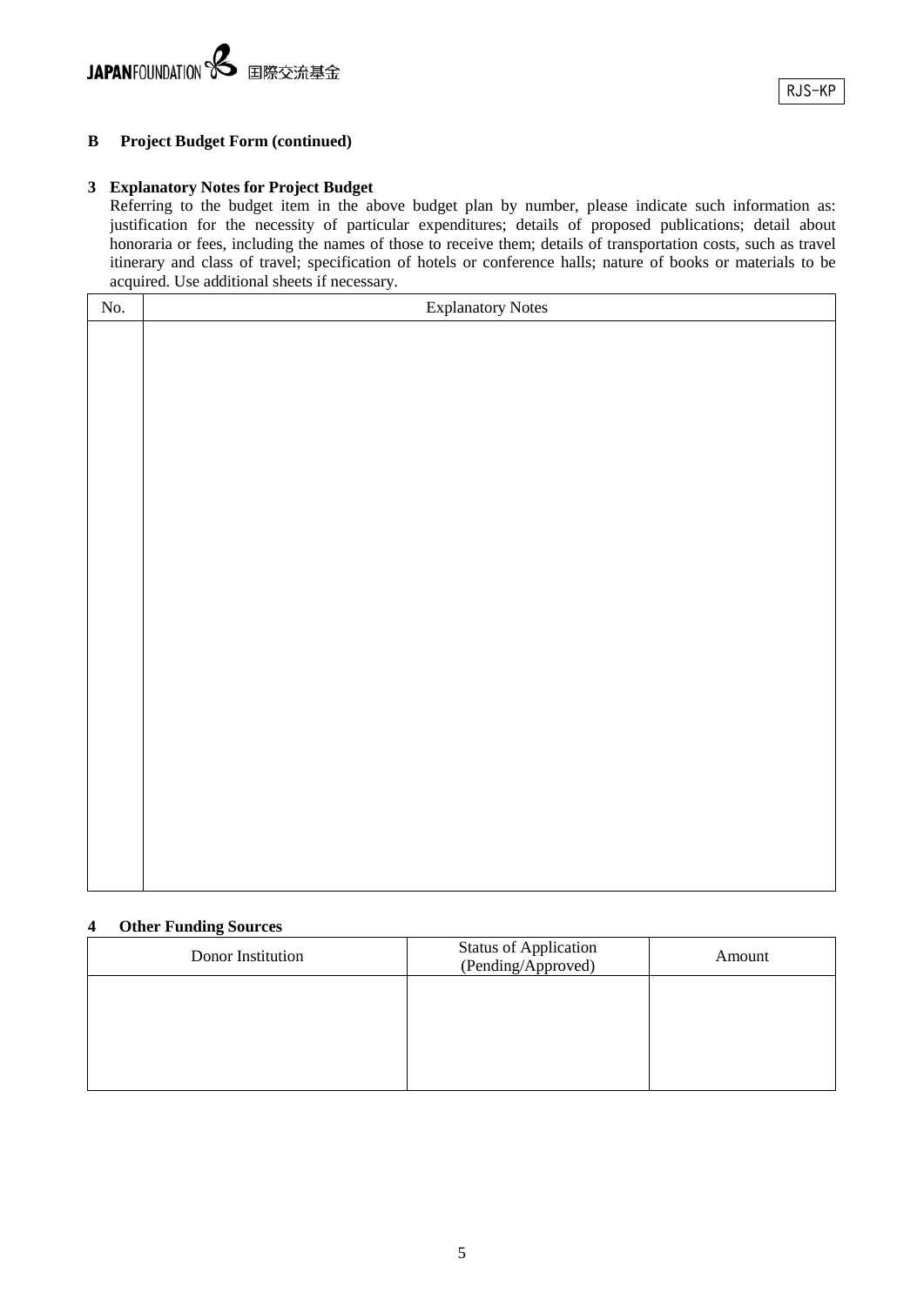## B Project Budget Form (continued)

### 3 Explanatory Notes for Project Budget

Referring to the budget item in the above budget plan by number, please indicate such information as: justification for the necessity of particular expenditures; details of proposed publications; detail about honoraria or fees, including the names of those to receive them; details of transportation costs, such as travel itinerary and class of travel; specification of hotels or conference halls; nature of books or materials to be acquired. Use additional sheets if necessary.

| No. | Explanatory Notes |
|---|---|
| | |

### 4 Other Funding Sources

| Donor Institution | Status of Application (Pending/Approved) | Amount |
|---|---|---|
| | | |